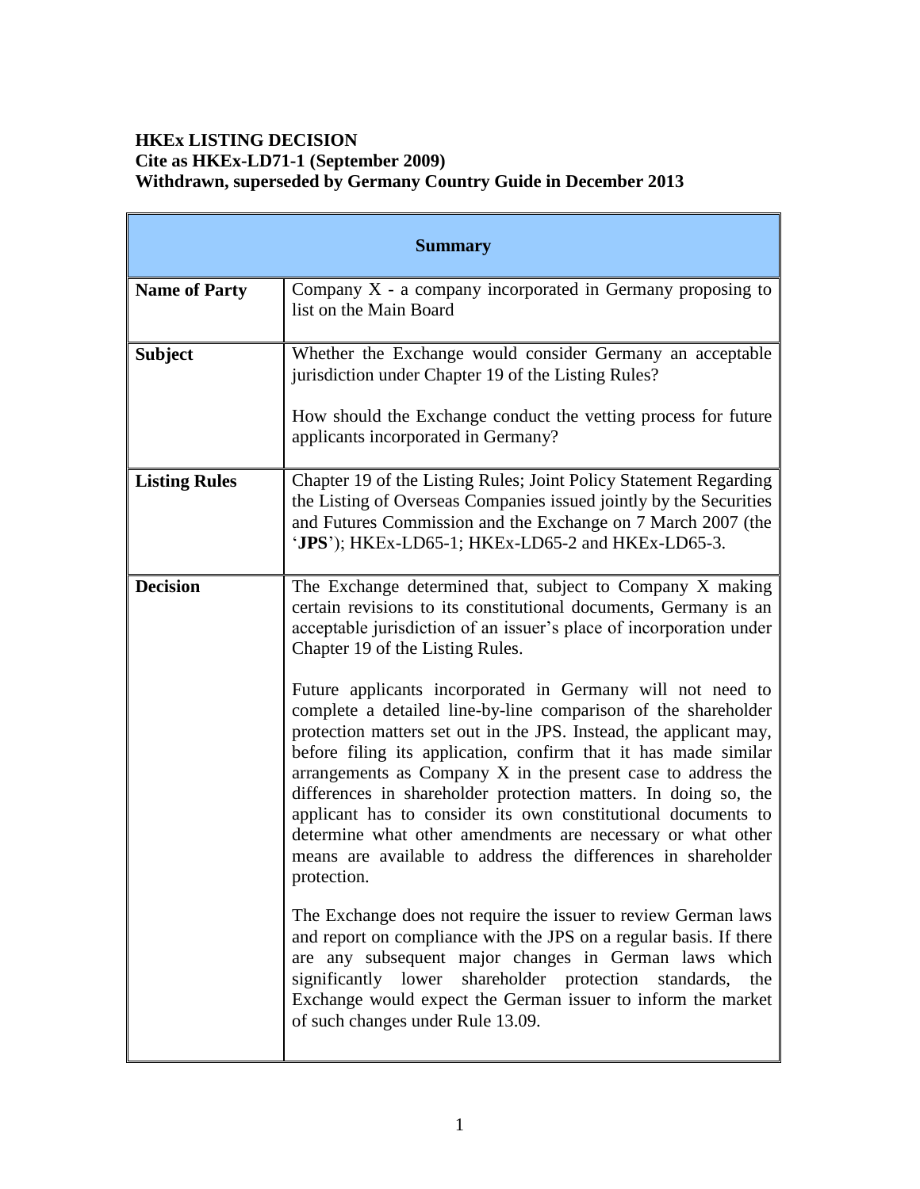**HKEx LISTING DECISION**
**Cite as HKEx-LD71-1 (September 2009)**
**Withdrawn, superseded by Germany Country Guide in December 2013**

| **Summary** | |
|---|---|
| **Name of Party** | Company X - a company incorporated in Germany proposing to list on the Main Board |
| **Subject** | Whether the Exchange would consider Germany an acceptable jurisdiction under Chapter 19 of the Listing Rules?<br><br>How should the Exchange conduct the vetting process for future applicants incorporated in Germany? |
| **Listing Rules** | Chapter 19 of the Listing Rules; Joint Policy Statement Regarding the Listing of Overseas Companies issued jointly by the Securities and Futures Commission and the Exchange on 7 March 2007 (the '**JPS**'); HKEx-LD65-1; HKEx-LD65-2 and HKEx-LD65-3. |
| **Decision** | The Exchange determined that, subject to Company X making certain revisions to its constitutional documents, Germany is an acceptable jurisdiction of an issuer's place of incorporation under Chapter 19 of the Listing Rules.<br><br>Future applicants incorporated in Germany will not need to complete a detailed line-by-line comparison of the shareholder protection matters set out in the JPS. Instead, the applicant may, before filing its application, confirm that it has made similar arrangements as Company X in the present case to address the differences in shareholder protection matters. In doing so, the applicant has to consider its own constitutional documents to determine what other amendments are necessary or what other means are available to address the differences in shareholder protection.<br><br>The Exchange does not require the issuer to review German laws and report on compliance with the JPS on a regular basis. If there are any subsequent major changes in German laws which significantly lower shareholder protection standards, the Exchange would expect the German issuer to inform the market of such changes under Rule 13.09. |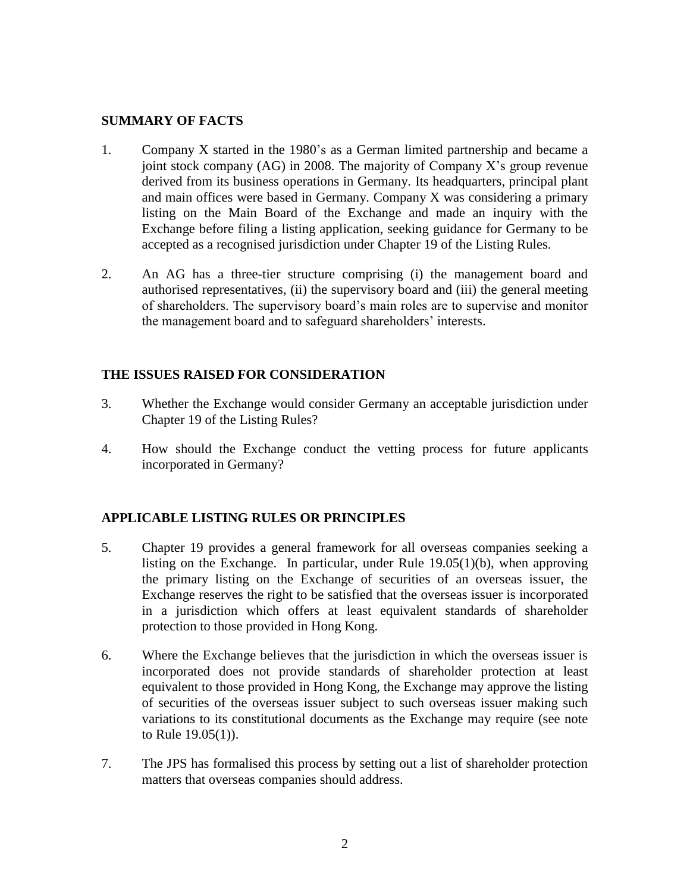## SUMMARY OF FACTS

1. Company X started in the 1980's as a German limited partnership and became a joint stock company (AG) in 2008. The majority of Company X's group revenue derived from its business operations in Germany. Its headquarters, principal plant and main offices were based in Germany. Company X was considering a primary listing on the Main Board of the Exchange and made an inquiry with the Exchange before filing a listing application, seeking guidance for Germany to be accepted as a recognised jurisdiction under Chapter 19 of the Listing Rules.

2. An AG has a three-tier structure comprising (i) the management board and authorised representatives, (ii) the supervisory board and (iii) the general meeting of shareholders. The supervisory board's main roles are to supervise and monitor the management board and to safeguard shareholders' interests.

## THE ISSUES RAISED FOR CONSIDERATION

3. Whether the Exchange would consider Germany an acceptable jurisdiction under Chapter 19 of the Listing Rules?

4. How should the Exchange conduct the vetting process for future applicants incorporated in Germany?

## APPLICABLE LISTING RULES OR PRINCIPLES

5. Chapter 19 provides a general framework for all overseas companies seeking a listing on the Exchange. In particular, under Rule 19.05(1)(b), when approving the primary listing on the Exchange of securities of an overseas issuer, the Exchange reserves the right to be satisfied that the overseas issuer is incorporated in a jurisdiction which offers at least equivalent standards of shareholder protection to those provided in Hong Kong.

6. Where the Exchange believes that the jurisdiction in which the overseas issuer is incorporated does not provide standards of shareholder protection at least equivalent to those provided in Hong Kong, the Exchange may approve the listing of securities of the overseas issuer subject to such overseas issuer making such variations to its constitutional documents as the Exchange may require (see note to Rule 19.05(1)).

7. The JPS has formalised this process by setting out a list of shareholder protection matters that overseas companies should address.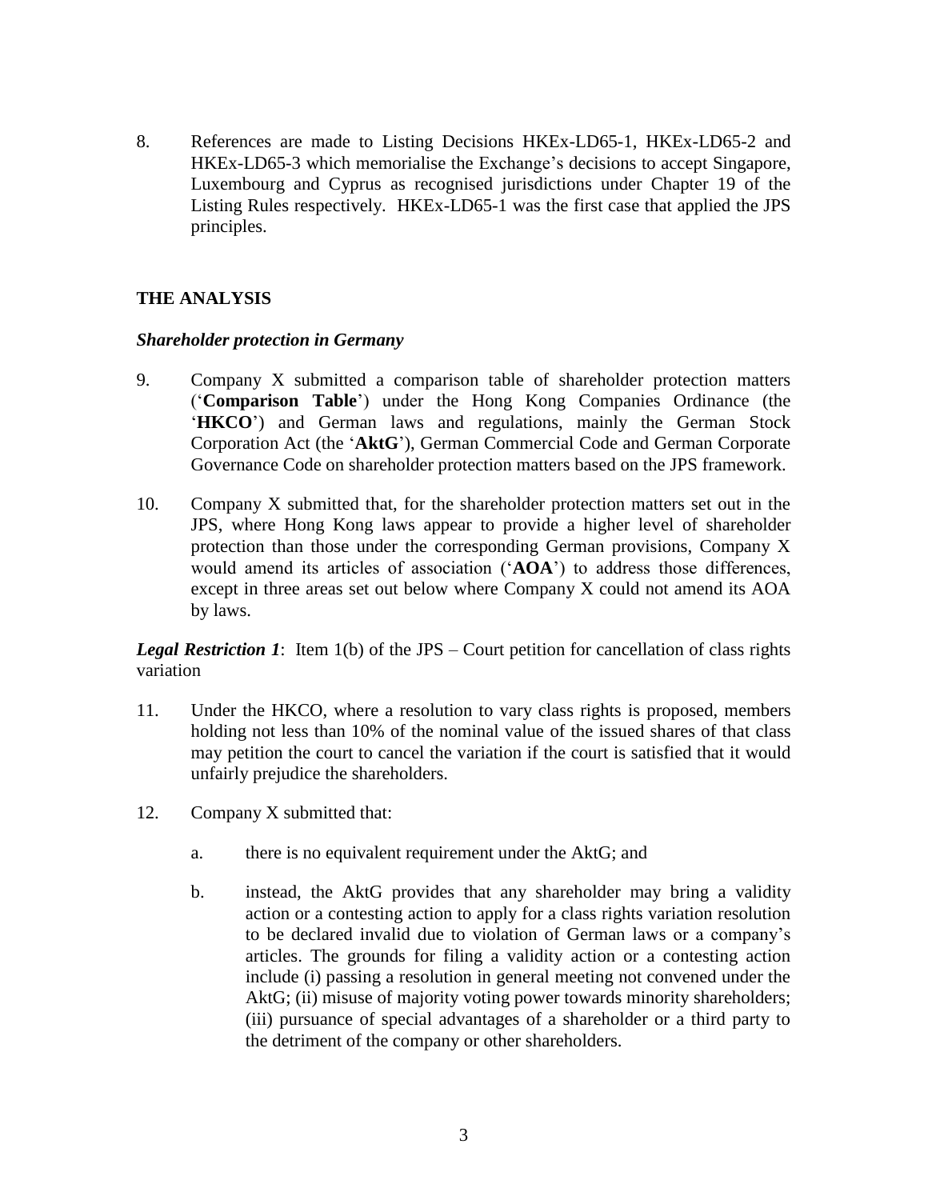8. References are made to Listing Decisions HKEx-LD65-1, HKEx-LD65-2 and HKEx-LD65-3 which memorialise the Exchange's decisions to accept Singapore, Luxembourg and Cyprus as recognised jurisdictions under Chapter 19 of the Listing Rules respectively. HKEx-LD65-1 was the first case that applied the JPS principles.

## THE ANALYSIS

### *Shareholder protection in Germany*

9. Company X submitted a comparison table of shareholder protection matters ('**Comparison Table**') under the Hong Kong Companies Ordinance (the '**HKCO**') and German laws and regulations, mainly the German Stock Corporation Act (the '**AktG**'), German Commercial Code and German Corporate Governance Code on shareholder protection matters based on the JPS framework.

10. Company X submitted that, for the shareholder protection matters set out in the JPS, where Hong Kong laws appear to provide a higher level of shareholder protection than those under the corresponding German provisions, Company X would amend its articles of association ('**AOA**') to address those differences, except in three areas set out below where Company X could not amend its AOA by laws.

***Legal Restriction 1***: Item 1(b) of the JPS – Court petition for cancellation of class rights variation

11. Under the HKCO, where a resolution to vary class rights is proposed, members holding not less than 10% of the nominal value of the issued shares of that class may petition the court to cancel the variation if the court is satisfied that it would unfairly prejudice the shareholders.

12. Company X submitted that:

    a. there is no equivalent requirement under the AktG; and

    b. instead, the AktG provides that any shareholder may bring a validity action or a contesting action to apply for a class rights variation resolution to be declared invalid due to violation of German laws or a company's articles. The grounds for filing a validity action or a contesting action include (i) passing a resolution in general meeting not convened under the AktG; (ii) misuse of majority voting power towards minority shareholders; (iii) pursuance of special advantages of a shareholder or a third party to the detriment of the company or other shareholders.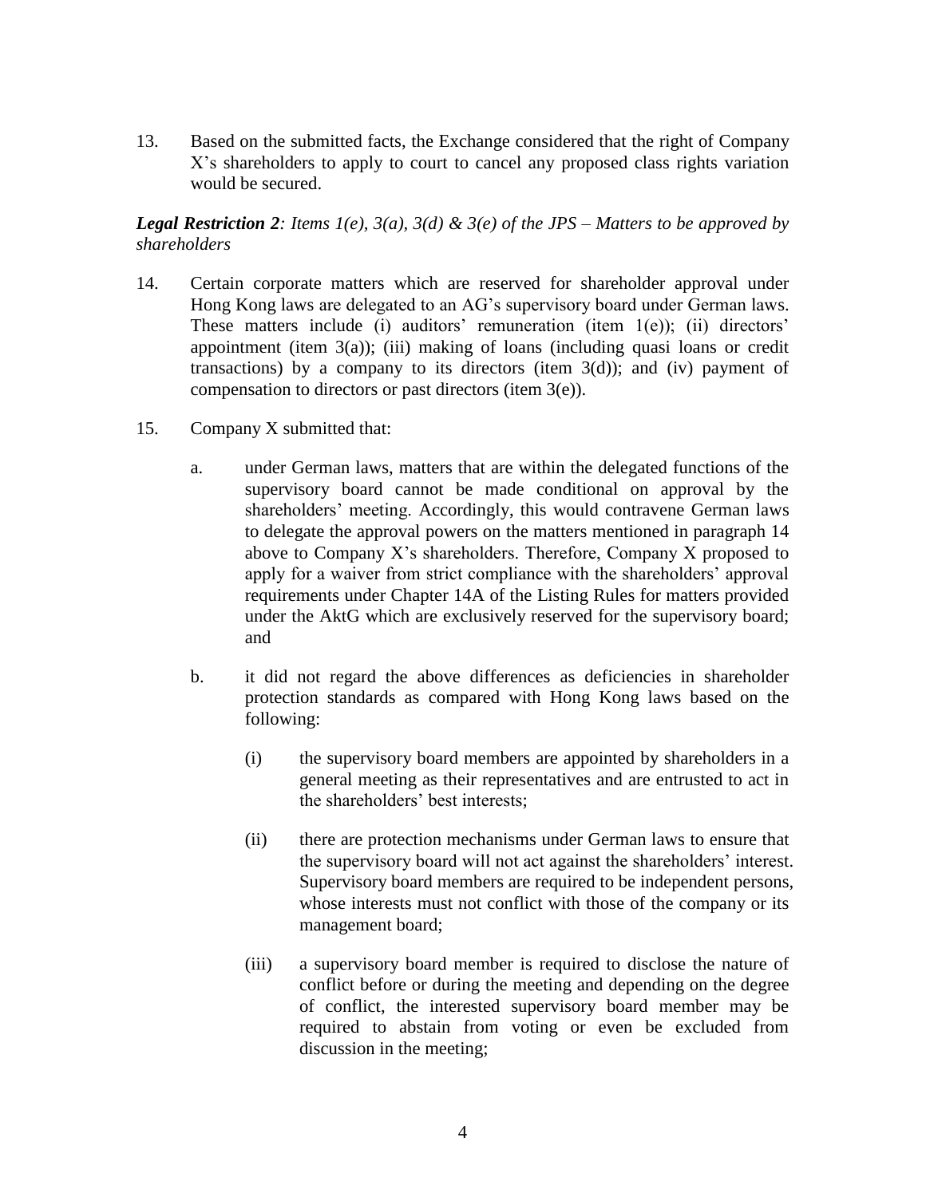13. Based on the submitted facts, the Exchange considered that the right of Company X's shareholders to apply to court to cancel any proposed class rights variation would be secured.

***Legal Restriction 2**: Items 1(e), 3(a), 3(d) & 3(e) of the JPS – Matters to be approved by shareholders*

14. Certain corporate matters which are reserved for shareholder approval under Hong Kong laws are delegated to an AG's supervisory board under German laws. These matters include (i) auditors' remuneration (item 1(e)); (ii) directors' appointment (item 3(a)); (iii) making of loans (including quasi loans or credit transactions) by a company to its directors (item 3(d)); and (iv) payment of compensation to directors or past directors (item 3(e)).

15. Company X submitted that:

    a. under German laws, matters that are within the delegated functions of the supervisory board cannot be made conditional on approval by the shareholders' meeting. Accordingly, this would contravene German laws to delegate the approval powers on the matters mentioned in paragraph 14 above to Company X's shareholders. Therefore, Company X proposed to apply for a waiver from strict compliance with the shareholders' approval requirements under Chapter 14A of the Listing Rules for matters provided under the AktG which are exclusively reserved for the supervisory board; and

    b. it did not regard the above differences as deficiencies in shareholder protection standards as compared with Hong Kong laws based on the following:

        (i) the supervisory board members are appointed by shareholders in a general meeting as their representatives and are entrusted to act in the shareholders' best interests;

        (ii) there are protection mechanisms under German laws to ensure that the supervisory board will not act against the shareholders' interest. Supervisory board members are required to be independent persons, whose interests must not conflict with those of the company or its management board;

        (iii) a supervisory board member is required to disclose the nature of conflict before or during the meeting and depending on the degree of conflict, the interested supervisory board member may be required to abstain from voting or even be excluded from discussion in the meeting;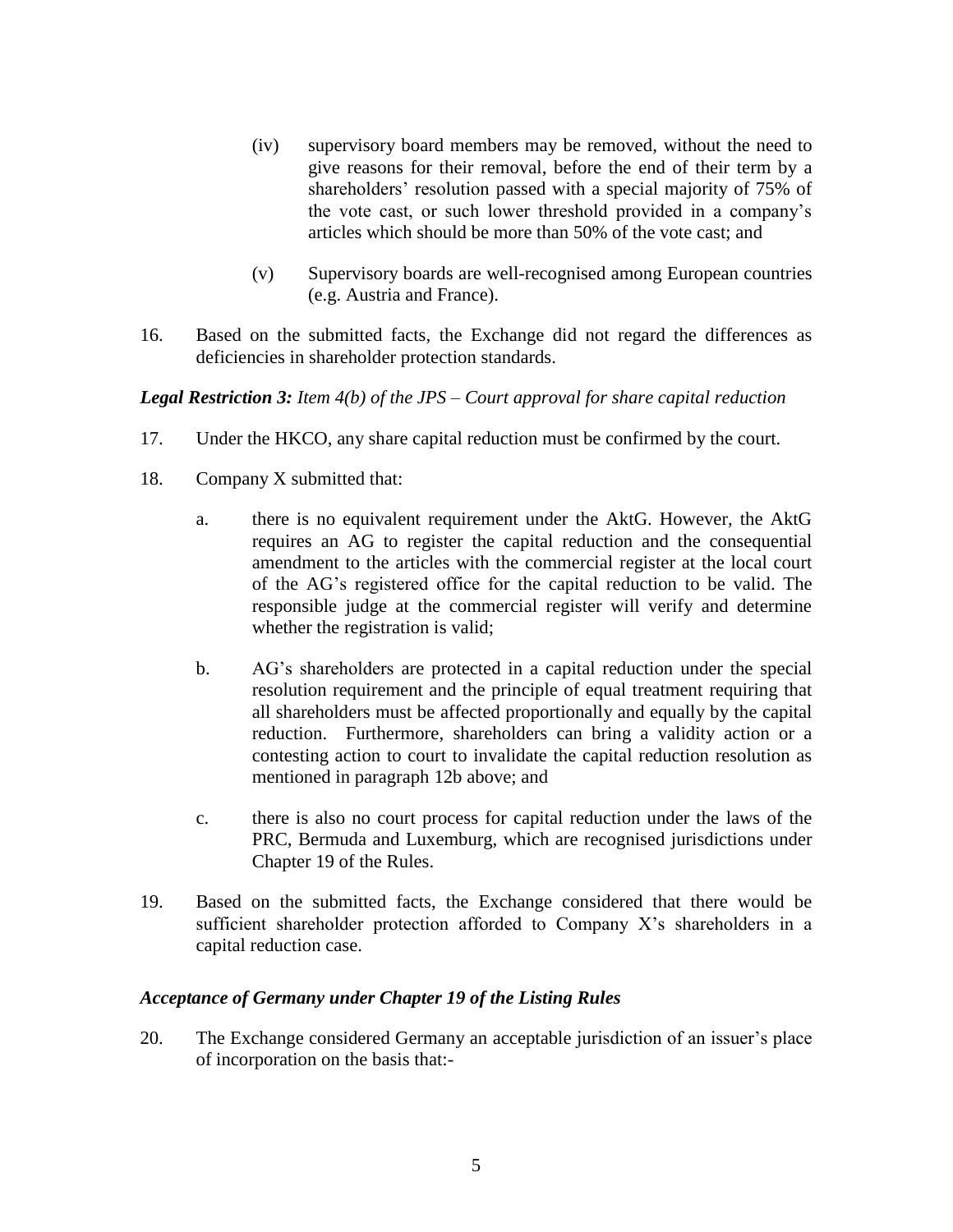(iv) supervisory board members may be removed, without the need to give reasons for their removal, before the end of their term by a shareholders' resolution passed with a special majority of 75% of the vote cast, or such lower threshold provided in a company's articles which should be more than 50% of the vote cast; and

(v) Supervisory boards are well-recognised among European countries (e.g. Austria and France).

16. Based on the submitted facts, the Exchange did not regard the differences as deficiencies in shareholder protection standards.

***Legal Restriction 3:*** ***Item 4(b) of the JPS – Court approval for share capital reduction***

17. Under the HKCO, any share capital reduction must be confirmed by the court.

18. Company X submitted that:

   a. there is no equivalent requirement under the AktG. However, the AktG requires an AG to register the capital reduction and the consequential amendment to the articles with the commercial register at the local court of the AG's registered office for the capital reduction to be valid. The responsible judge at the commercial register will verify and determine whether the registration is valid;

   b. AG's shareholders are protected in a capital reduction under the special resolution requirement and the principle of equal treatment requiring that all shareholders must be affected proportionally and equally by the capital reduction. Furthermore, shareholders can bring a validity action or a contesting action to court to invalidate the capital reduction resolution as mentioned in paragraph 12b above; and

   c. there is also no court process for capital reduction under the laws of the PRC, Bermuda and Luxemburg, which are recognised jurisdictions under Chapter 19 of the Rules.

19. Based on the submitted facts, the Exchange considered that there would be sufficient shareholder protection afforded to Company X's shareholders in a capital reduction case.

***Acceptance of Germany under Chapter 19 of the Listing Rules***

20. The Exchange considered Germany an acceptable jurisdiction of an issuer's place of incorporation on the basis that:-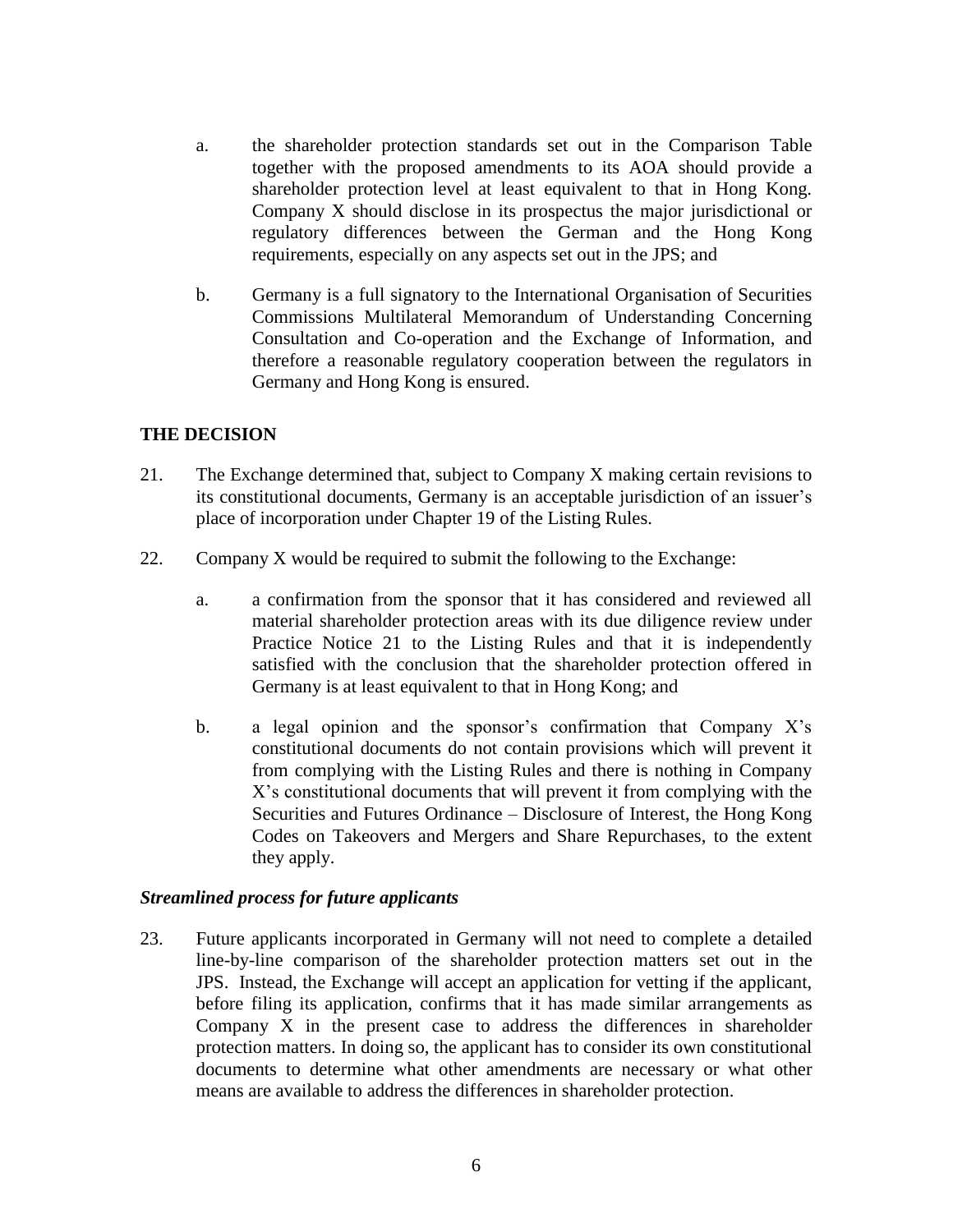a. the shareholder protection standards set out in the Comparison Table together with the proposed amendments to its AOA should provide a shareholder protection level at least equivalent to that in Hong Kong. Company X should disclose in its prospectus the major jurisdictional or regulatory differences between the German and the Hong Kong requirements, especially on any aspects set out in the JPS; and

b. Germany is a full signatory to the International Organisation of Securities Commissions Multilateral Memorandum of Understanding Concerning Consultation and Co-operation and the Exchange of Information, and therefore a reasonable regulatory cooperation between the regulators in Germany and Hong Kong is ensured.

## THE DECISION

21. The Exchange determined that, subject to Company X making certain revisions to its constitutional documents, Germany is an acceptable jurisdiction of an issuer's place of incorporation under Chapter 19 of the Listing Rules.

22. Company X would be required to submit the following to the Exchange:

a. a confirmation from the sponsor that it has considered and reviewed all material shareholder protection areas with its due diligence review under Practice Notice 21 to the Listing Rules and that it is independently satisfied with the conclusion that the shareholder protection offered in Germany is at least equivalent to that in Hong Kong; and

b. a legal opinion and the sponsor's confirmation that Company X's constitutional documents do not contain provisions which will prevent it from complying with the Listing Rules and there is nothing in Company X's constitutional documents that will prevent it from complying with the Securities and Futures Ordinance – Disclosure of Interest, the Hong Kong Codes on Takeovers and Mergers and Share Repurchases, to the extent they apply.

### *Streamlined process for future applicants*

23. Future applicants incorporated in Germany will not need to complete a detailed line-by-line comparison of the shareholder protection matters set out in the JPS. Instead, the Exchange will accept an application for vetting if the applicant, before filing its application, confirms that it has made similar arrangements as Company X in the present case to address the differences in shareholder protection matters. In doing so, the applicant has to consider its own constitutional documents to determine what other amendments are necessary or what other means are available to address the differences in shareholder protection.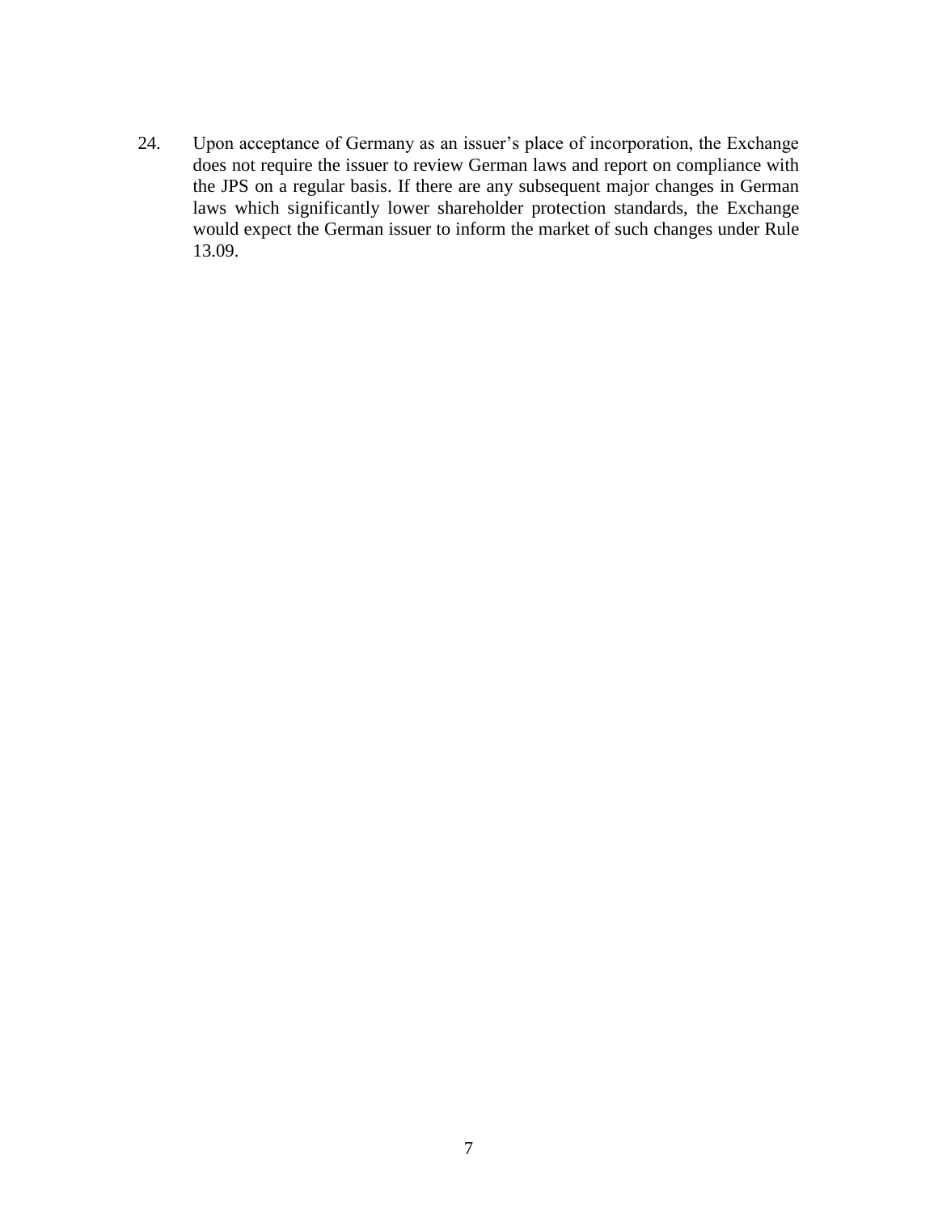24. Upon acceptance of Germany as an issuer's place of incorporation, the Exchange does not require the issuer to review German laws and report on compliance with the JPS on a regular basis. If there are any subsequent major changes in German laws which significantly lower shareholder protection standards, the Exchange would expect the German issuer to inform the market of such changes under Rule 13.09.